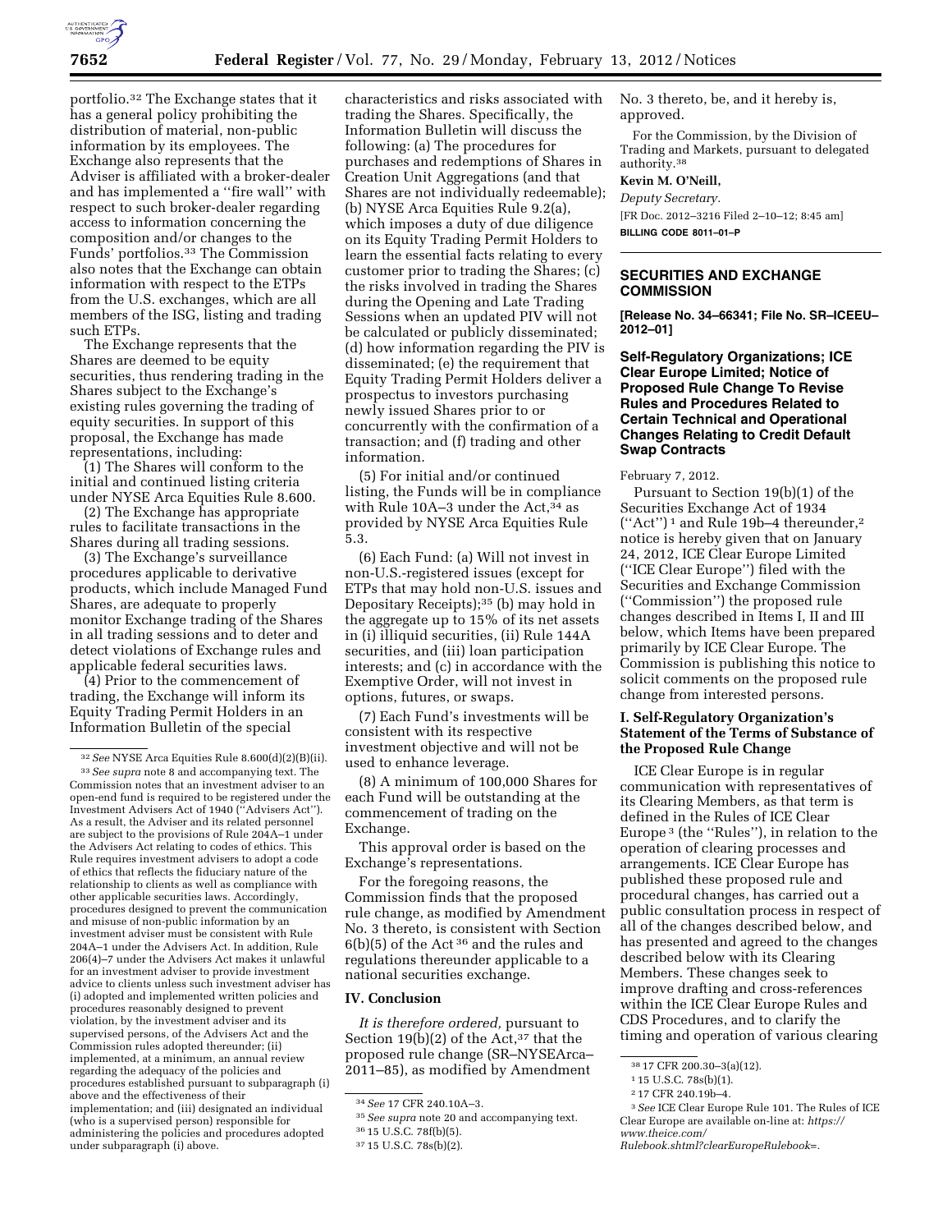portfolio.[32] The Exchange states that it has a general policy prohibiting the distribution of material, non-public information by its employees. The Exchange also represents that the Adviser is affiliated with a broker-dealer and has implemented a ''fire wall'' with respect to such broker-dealer regarding access to information concerning the composition and/or changes to the Funds' portfolios.[33] The Commission also notes that the Exchange can obtain information with respect to the ETPs from the U.S. exchanges, which are all members of the ISG, listing and trading such ETPs.

The Exchange represents that the Shares are deemed to be equity securities, thus rendering trading in the Shares subject to the Exchange's existing rules governing the trading of equity securities. In support of this proposal, the Exchange has made representations, including:

(1) The Shares will conform to the initial and continued listing criteria under NYSE Arca Equities Rule 8.600.

(2) The Exchange has appropriate rules to facilitate transactions in the Shares during all trading sessions.

(3) The Exchange's surveillance procedures applicable to derivative products, which include Managed Fund Shares, are adequate to properly monitor Exchange trading of the Shares in all trading sessions and to deter and detect violations of Exchange rules and applicable federal securities laws.

(4) Prior to the commencement of trading, the Exchange will inform its Equity Trading Permit Holders in an Information Bulletin of the special characteristics and risks associated with trading the Shares. Specifically, the Information Bulletin will discuss the following: (a) The procedures for purchases and redemptions of Shares in Creation Unit Aggregations (and that Shares are not individually redeemable); (b) NYSE Arca Equities Rule 9.2(a), which imposes a duty of due diligence on its Equity Trading Permit Holders to learn the essential facts relating to every customer prior to trading the Shares; (c) the risks involved in trading the Shares during the Opening and Late Trading Sessions when an updated PIV will not be calculated or publicly disseminated; (d) how information regarding the PIV is disseminated; (e) the requirement that Equity Trading Permit Holders deliver a prospectus to investors purchasing newly issued Shares prior to or concurrently with the confirmation of a transaction; and (f) trading and other information.

(5) For initial and/or continued listing, the Funds will be in compliance with Rule 10A–3 under the Act,[34] as provided by NYSE Arca Equities Rule 5.3.

(6) Each Fund: (a) Will not invest in non-U.S.-registered issues (except for ETPs that may hold non-U.S. issues and Depositary Receipts);[35] (b) may hold in the aggregate up to 15% of its net assets in (i) illiquid securities, (ii) Rule 144A securities, and (iii) loan participation interests; and (c) in accordance with the Exemptive Order, will not invest in options, futures, or swaps.

(7) Each Fund's investments will be consistent with its respective investment objective and will not be used to enhance leverage.

(8) A minimum of 100,000 Shares for each Fund will be outstanding at the commencement of trading on the Exchange.

This approval order is based on the Exchange's representations.

For the foregoing reasons, the Commission finds that the proposed rule change, as modified by Amendment No. 3 thereto, is consistent with Section 6(b)(5) of the Act [36] and the rules and regulations thereunder applicable to a national securities exchange.

## IV. Conclusion

*It is therefore ordered,* pursuant to Section 19(b)(2) of the Act,[37] that the proposed rule change (SR–NYSEArca–2011–85), as modified by Amendment No. 3 thereto, be, and it hereby is, approved.

For the Commission, by the Division of Trading and Markets, pursuant to delegated authority.[38]

**Kevin M. O'Neill,**

*Deputy Secretary.*

[FR Doc. 2012–3216 Filed 2–10–12; 8:45 am]

**BILLING CODE 8011–01–P**

[32] *See* NYSE Arca Equities Rule 8.600(d)(2)(B)(ii).

[33] *See supra* note 8 and accompanying text. The Commission notes that an investment adviser to an open-end fund is required to be registered under the Investment Advisers Act of 1940 (''Advisers Act''). As a result, the Adviser and its related personnel are subject to the provisions of Rule 204A–1 under the Advisers Act relating to codes of ethics. This Rule requires investment advisers to adopt a code of ethics that reflects the fiduciary nature of the relationship to clients as well as compliance with other applicable securities laws. Accordingly, procedures designed to prevent the communication and misuse of non-public information by an investment adviser must be consistent with Rule 204A–1 under the Advisers Act. In addition, Rule 206(4)–7 under the Advisers Act makes it unlawful for an investment adviser to provide investment advice to clients unless such investment adviser has (i) adopted and implemented written policies and procedures reasonably designed to prevent violation, by the investment adviser and its supervised persons, of the Advisers Act and the Commission rules adopted thereunder; (ii) implemented, at a minimum, an annual review regarding the adequacy of the policies and procedures established pursuant to subparagraph (i) above and the effectiveness of their implementation; and (iii) designated an individual (who is a supervised person) responsible for administering the policies and procedures adopted under subparagraph (i) above.

[34] *See* 17 CFR 240.10A–3.

[35] *See supra* note 20 and accompanying text.

[36] 15 U.S.C. 78f(b)(5).

[37] 15 U.S.C. 78s(b)(2).

[38] 17 CFR 200.30–3(a)(12).

## SECURITIES AND EXCHANGE COMMISSION

**[Release No. 34–66341; File No. SR–ICEEU–2012–01]**

## Self-Regulatory Organizations; ICE Clear Europe Limited; Notice of Proposed Rule Change To Revise Rules and Procedures Related to Certain Technical and Operational Changes Relating to Credit Default Swap Contracts

February 7, 2012.

Pursuant to Section 19(b)(1) of the Securities Exchange Act of 1934 (''Act'')[1] and Rule 19b–4 thereunder,[2] notice is hereby given that on January 24, 2012, ICE Clear Europe Limited (''ICE Clear Europe'') filed with the Securities and Exchange Commission (''Commission'') the proposed rule changes described in Items I, II and III below, which Items have been prepared primarily by ICE Clear Europe. The Commission is publishing this notice to solicit comments on the proposed rule change from interested persons.

### I. Self-Regulatory Organization's Statement of the Terms of Substance of the Proposed Rule Change

ICE Clear Europe is in regular communication with representatives of its Clearing Members, as that term is defined in the Rules of ICE Clear Europe[3] (the ''Rules''), in relation to the operation of clearing processes and arrangements. ICE Clear Europe has published these proposed rule and procedural changes, has carried out a public consultation process in respect of all of the changes described below, and has presented and agreed to the changes described below with its Clearing Members. These changes seek to improve drafting and cross-references within the ICE Clear Europe Rules and CDS Procedures, and to clarify the timing and operation of various clearing

[1] 15 U.S.C. 78s(b)(1).

[2] 17 CFR 240.19b–4.

[3] *See* ICE Clear Europe Rule 101. The Rules of ICE Clear Europe are available on-line at: *https://www.theice.com/Rulebook.shtml?clearEuropeRulebook=*.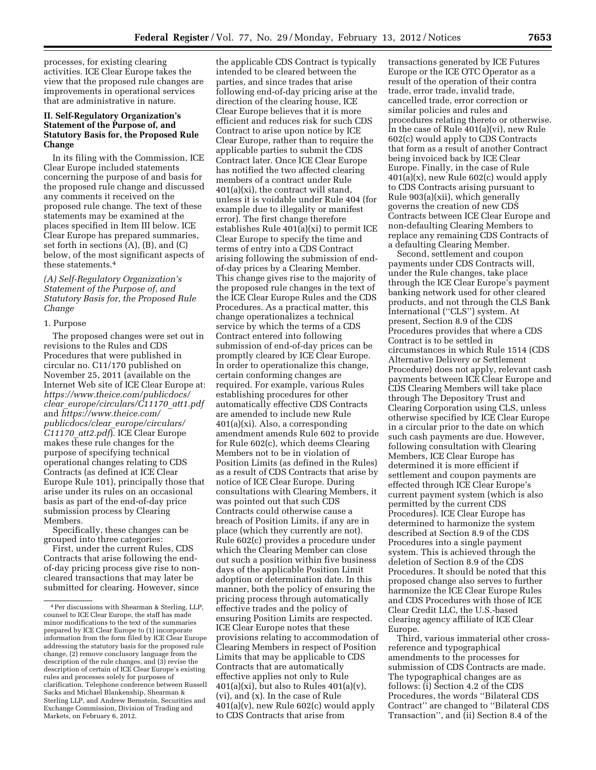processes, for existing clearing activities. ICE Clear Europe takes the view that the proposed rule changes are improvements in operational services that are administrative in nature.

## II. Self-Regulatory Organization's Statement of the Purpose of, and Statutory Basis for, the Proposed Rule Change

In its filing with the Commission, ICE Clear Europe included statements concerning the purpose of and basis for the proposed rule change and discussed any comments it received on the proposed rule change. The text of these statements may be examined at the places specified in Item III below. ICE Clear Europe has prepared summaries, set forth in sections (A), (B), and (C) below, of the most significant aspects of these statements.[4]

### *(A) Self-Regulatory Organization's Statement of the Purpose of, and Statutory Basis for, the Proposed Rule Change*

1. Purpose

The proposed changes were set out in revisions to the Rules and CDS Procedures that were published in circular no. C11/170 published on November 25, 2011 (available on the Internet Web site of ICE Clear Europe at: *https://www.theice.com/publicdocs/clear_europe/circulars/C11170_att1.pdf* and *https://www.theice.com/publicdocs/clear_europe/circulars/C11170_att2.pdf*). ICE Clear Europe makes these rule changes for the purpose of specifying technical operational changes relating to CDS Contracts (as defined at ICE Clear Europe Rule 101), principally those that arise under its rules on an occasional basis as part of the end-of-day price submission process by Clearing Members.

Specifically, these changes can be grouped into three categories:

First, under the current Rules, CDS Contracts that arise following the end-of-day pricing process give rise to non-cleared transactions that may later be submitted for clearing. However, since the applicable CDS Contract is typically intended to be cleared between the parties, and since trades that arise following end-of-day pricing arise at the direction of the clearing house, ICE Clear Europe believes that it is more efficient and reduces risk for such CDS Contract to arise upon notice by ICE Clear Europe, rather than to require the applicable parties to submit the CDS Contract later. Once ICE Clear Europe has notified the two affected clearing members of a contract under Rule 401(a)(xi), the contract will stand, unless it is voidable under Rule 404 (for example due to illegality or manifest error). The first change therefore establishes Rule 401(a)(xi) to permit ICE Clear Europe to specify the time and terms of entry into a CDS Contract arising following the submission of end-of-day prices by a Clearing Member. This change gives rise to the majority of the proposed rule changes in the text of the ICE Clear Europe Rules and the CDS Procedures. As a practical matter, this change operationalizes a technical service by which the terms of a CDS Contract entered into following submission of end-of-day prices can be promptly cleared by ICE Clear Europe. In order to operationalize this change, certain conforming changes are required. For example, various Rules establishing procedures for other automatically effective CDS Contracts are amended to include new Rule 401(a)(xi). Also, a corresponding amendment amends Rule 602 to provide for Rule 602(c), which deems Clearing Members not to be in violation of Position Limits (as defined in the Rules) as a result of CDS Contracts that arise by notice of ICE Clear Europe. During consultations with Clearing Members, it was pointed out that such CDS Contracts could otherwise cause a breach of Position Limits, if any are in place (which they currently are not). Rule 602(c) provides a procedure under which the Clearing Member can close out such a position within five business days of the applicable Position Limit adoption or determination date. In this manner, both the policy of ensuring the pricing process through automatically effective trades and the policy of ensuring Position Limits are respected. ICE Clear Europe notes that these provisions relating to accommodation of Clearing Members in respect of Position Limits that may be applicable to CDS Contracts that are automatically effective applies not only to Rule 401(a)(xi), but also to Rules 401(a)(v), (vi), and (x). In the case of Rule 401(a)(v), new Rule 602(c) would apply to CDS Contracts that arise from transactions generated by ICE Futures Europe or the ICE OTC Operator as a result of the operation of their contra trade, error trade, invalid trade, cancelled trade, error correction or similar policies and rules and procedures relating thereto or otherwise. In the case of Rule 401(a)(vi), new Rule 602(c) would apply to CDS Contracts that form as a result of another Contract being invoiced back by ICE Clear Europe. Finally, in the case of Rule 401(a)(x), new Rule 602(c) would apply to CDS Contracts arising pursuant to Rule 903(a)(xii), which generally governs the creation of new CDS Contracts between ICE Clear Europe and non-defaulting Clearing Members to replace any remaining CDS Contracts of a defaulting Clearing Member.

Second, settlement and coupon payments under CDS Contracts will, under the Rule changes, take place through the ICE Clear Europe's payment banking network used for other cleared products, and not through the CLS Bank International ("CLS") system. At present, Section 8.9 of the CDS Procedures provides that where a CDS Contract is to be settled in circumstances in which Rule 1514 (CDS Alternative Delivery or Settlement Procedure) does not apply, relevant cash payments between ICE Clear Europe and CDS Clearing Members will take place through The Depository Trust and Clearing Corporation using CLS, unless otherwise specified by ICE Clear Europe in a circular prior to the date on which such cash payments are due. However, following consultation with Clearing Members, ICE Clear Europe has determined it is more efficient if settlement and coupon payments are effected through ICE Clear Europe's current payment system (which is also permitted by the current CDS Procedures). ICE Clear Europe has determined to harmonize the system described at Section 8.9 of the CDS Procedures into a single payment system. This is achieved through the deletion of Section 8.9 of the CDS Procedures. It should be noted that this proposed change also serves to further harmonize the ICE Clear Europe Rules and CDS Procedures with those of ICE Clear Credit LLC, the U.S.-based clearing agency affiliate of ICE Clear Europe.

Third, various immaterial other cross-reference and typographical amendments to the processes for submission of CDS Contracts are made. The typographical changes are as follows: (i) Section 4.2 of the CDS Procedures, the words "Bilateral CDS Contract" are changed to "Bilateral CDS Transaction", and (ii) Section 8.4 of the

---

[4] Per discussions with Shearman & Sterling, LLP, counsel to ICE Clear Europe, the staff has made minor modifications to the text of the summaries prepared by ICE Clear Europe to (1) incorporate information from the form filed by ICE Clear Europe addressing the statutory basis for the proposed rule change, (2) remove conclusory language from the description of the rule changes, and (3) revise the description of certain of ICE Clear Europe's existing rules and processes solely for purposes of clarification. Telephone conference between Russell Sacks and Michael Blankenship, Shearman & Sterling LLP, and Andrew Bernstein, Securities and Exchange Commission, Division of Trading and Markets, on February 6, 2012.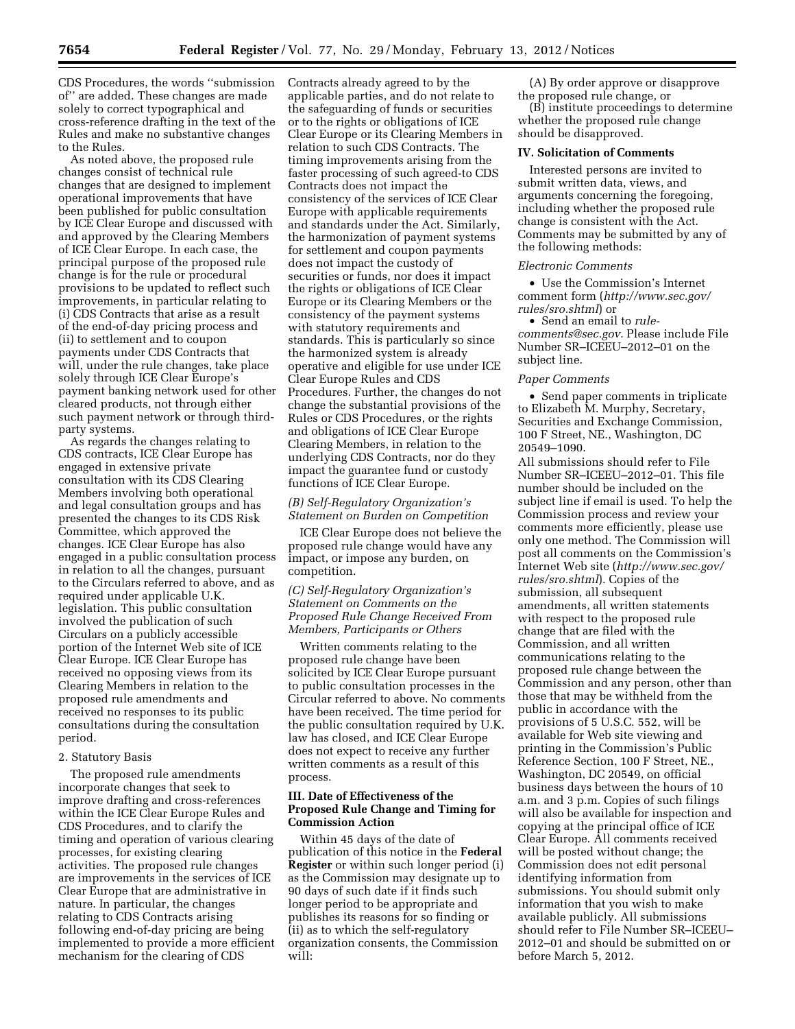CDS Procedures, the words ''submission of'' are added. These changes are made solely to correct typographical and cross-reference drafting in the text of the Rules and make no substantive changes to the Rules.

As noted above, the proposed rule changes consist of technical rule changes that are designed to implement operational improvements that have been published for public consultation by ICE Clear Europe and discussed with and approved by the Clearing Members of ICE Clear Europe. In each case, the principal purpose of the proposed rule change is for the rule or procedural provisions to be updated to reflect such improvements, in particular relating to (i) CDS Contracts that arise as a result of the end-of-day pricing process and (ii) to settlement and to coupon payments under CDS Contracts that will, under the rule changes, take place solely through ICE Clear Europe's payment banking network used for other cleared products, not through either such payment network or through third-party systems.

As regards the changes relating to CDS contracts, ICE Clear Europe has engaged in extensive private consultation with its CDS Clearing Members involving both operational and legal consultation groups and has presented the changes to its CDS Risk Committee, which approved the changes. ICE Clear Europe has also engaged in a public consultation process in relation to all the changes, pursuant to the Circulars referred to above, and as required under applicable U.K. legislation. This public consultation involved the publication of such Circulars on a publicly accessible portion of the Internet Web site of ICE Clear Europe. ICE Clear Europe has received no opposing views from its Clearing Members in relation to the proposed rule amendments and received no responses to its public consultations during the consultation period.

2. Statutory Basis

The proposed rule amendments incorporate changes that seek to improve drafting and cross-references within the ICE Clear Europe Rules and CDS Procedures, and to clarify the timing and operation of various clearing processes, for existing clearing activities. The proposed rule changes are improvements in the services of ICE Clear Europe that are administrative in nature. In particular, the changes relating to CDS Contracts arising following end-of-day pricing are being implemented to provide a more efficient mechanism for the clearing of CDS Contracts already agreed to by the applicable parties, and do not relate to the safeguarding of funds or securities or to the rights or obligations of ICE Clear Europe or its Clearing Members in relation to such CDS Contracts. The timing improvements arising from the faster processing of such agreed-to CDS Contracts does not impact the consistency of the services of ICE Clear Europe with applicable requirements and standards under the Act. Similarly, the harmonization of payment systems for settlement and coupon payments does not impact the custody of securities or funds, nor does it impact the rights or obligations of ICE Clear Europe or its Clearing Members or the consistency of the payment systems with statutory requirements and standards. This is particularly so since the harmonized system is already operative and eligible for use under ICE Clear Europe Rules and CDS Procedures. Further, the changes do not change the substantial provisions of the Rules or CDS Procedures, or the rights and obligations of ICE Clear Europe Clearing Members, in relation to the underlying CDS Contracts, nor do they impact the guarantee fund or custody functions of ICE Clear Europe.

*(B) Self-Regulatory Organization's Statement on Burden on Competition*

ICE Clear Europe does not believe the proposed rule change would have any impact, or impose any burden, on competition.

*(C) Self-Regulatory Organization's Statement on Comments on the Proposed Rule Change Received From Members, Participants or Others*

Written comments relating to the proposed rule change have been solicited by ICE Clear Europe pursuant to public consultation processes in the Circular referred to above. No comments have been received. The time period for the public consultation required by U.K. law has closed, and ICE Clear Europe does not expect to receive any further written comments as a result of this process.

## III. Date of Effectiveness of the Proposed Rule Change and Timing for Commission Action

Within 45 days of the date of publication of this notice in the **Federal Register** or within such longer period (i) as the Commission may designate up to 90 days of such date if it finds such longer period to be appropriate and publishes its reasons for so finding or (ii) as to which the self-regulatory organization consents, the Commission will:

(A) By order approve or disapprove the proposed rule change, or

(B) institute proceedings to determine whether the proposed rule change should be disapproved.

## IV. Solicitation of Comments

Interested persons are invited to submit written data, views, and arguments concerning the foregoing, including whether the proposed rule change is consistent with the Act. Comments may be submitted by any of the following methods:

*Electronic Comments*

- Use the Commission's Internet comment form (*http://www.sec.gov/rules/sro.shtml*) or
- Send an email to *rule-comments@sec.gov.* Please include File Number SR–ICEEU–2012–01 on the subject line.

*Paper Comments*

- Send paper comments in triplicate to Elizabeth M. Murphy, Secretary, Securities and Exchange Commission, 100 F Street, NE., Washington, DC 20549–1090.

All submissions should refer to File Number SR–ICEEU–2012–01. This file number should be included on the subject line if email is used. To help the Commission process and review your comments more efficiently, please use only one method. The Commission will post all comments on the Commission's Internet Web site (*http://www.sec.gov/rules/sro.shtml*). Copies of the submission, all subsequent amendments, all written statements with respect to the proposed rule change that are filed with the Commission, and all written communications relating to the proposed rule change between the Commission and any person, other than those that may be withheld from the public in accordance with the provisions of 5 U.S.C. 552, will be available for Web site viewing and printing in the Commission's Public Reference Section, 100 F Street, NE., Washington, DC 20549, on official business days between the hours of 10 a.m. and 3 p.m. Copies of such filings will also be available for inspection and copying at the principal office of ICE Clear Europe. All comments received will be posted without change; the Commission does not edit personal identifying information from submissions. You should submit only information that you wish to make available publicly. All submissions should refer to File Number SR–ICEEU–2012–01 and should be submitted on or before March 5, 2012.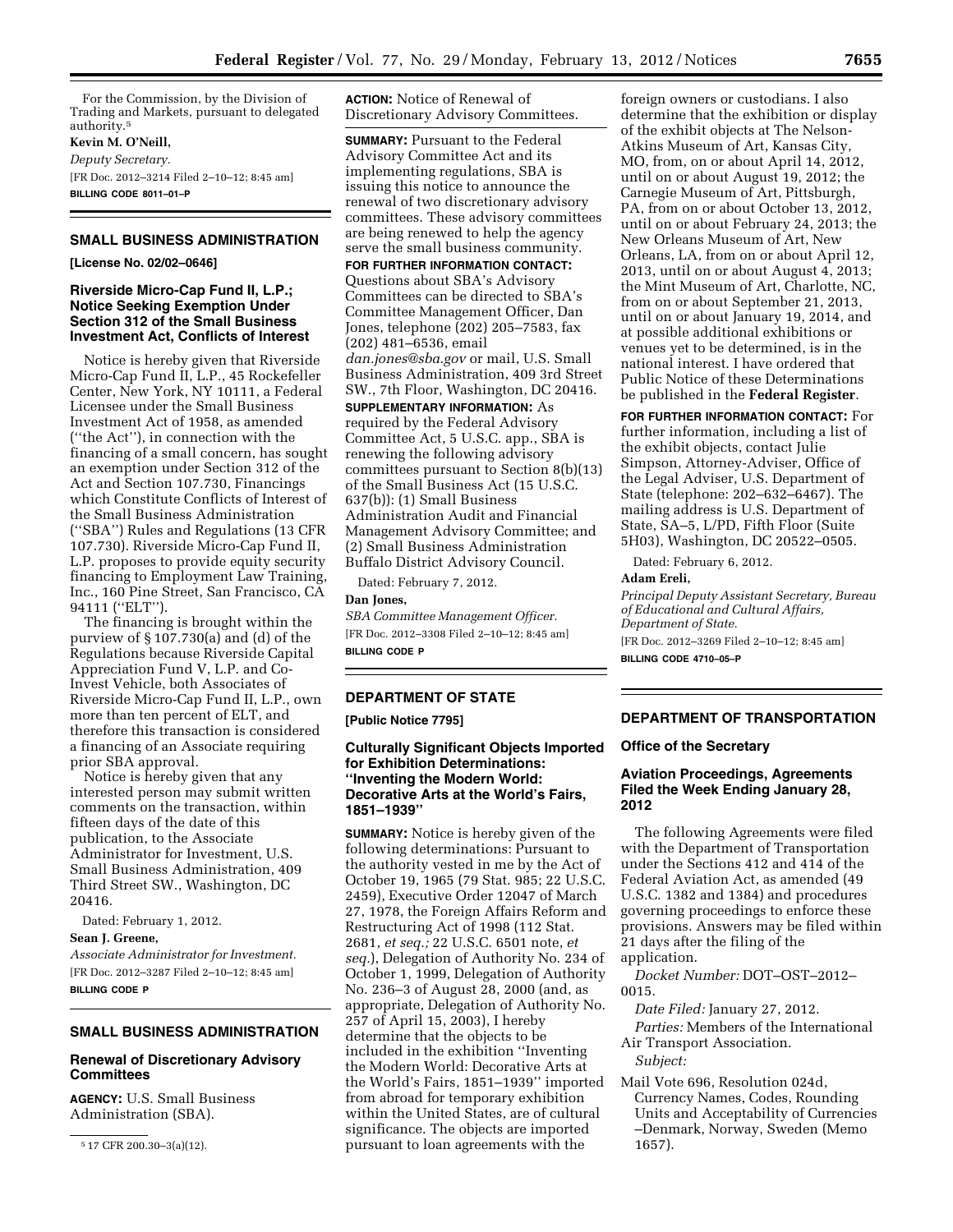For the Commission, by the Division of Trading and Markets, pursuant to delegated authority.[5]

**Kevin M. O'Neill,**

*Deputy Secretary.*

[FR Doc. 2012–3214 Filed 2–10–12; 8:45 am]

**BILLING CODE 8011–01–P**

## SMALL BUSINESS ADMINISTRATION

**[License No. 02/02–0646]**

### Riverside Micro-Cap Fund II, L.P.; Notice Seeking Exemption Under Section 312 of the Small Business Investment Act, Conflicts of Interest

Notice is hereby given that Riverside Micro-Cap Fund II, L.P., 45 Rockefeller Center, New York, NY 10111, a Federal Licensee under the Small Business Investment Act of 1958, as amended (''the Act''), in connection with the financing of a small concern, has sought an exemption under Section 312 of the Act and Section 107.730, Financings which Constitute Conflicts of Interest of the Small Business Administration (''SBA'') Rules and Regulations (13 CFR 107.730). Riverside Micro-Cap Fund II, L.P. proposes to provide equity security financing to Employment Law Training, Inc., 160 Pine Street, San Francisco, CA 94111 (''ELT'').

The financing is brought within the purview of § 107.730(a) and (d) of the Regulations because Riverside Capital Appreciation Fund V, L.P. and Co-Invest Vehicle, both Associates of Riverside Micro-Cap Fund II, L.P., own more than ten percent of ELT, and therefore this transaction is considered a financing of an Associate requiring prior SBA approval.

Notice is hereby given that any interested person may submit written comments on the transaction, within fifteen days of the date of this publication, to the Associate Administrator for Investment, U.S. Small Business Administration, 409 Third Street SW., Washington, DC 20416.

Dated: February 1, 2012.

**Sean J. Greene,**

*Associate Administrator for Investment.*

[FR Doc. 2012–3287 Filed 2–10–12; 8:45 am]

**BILLING CODE P**

## SMALL BUSINESS ADMINISTRATION

### Renewal of Discretionary Advisory Committees

**AGENCY:** U.S. Small Business Administration (SBA).

**ACTION:** Notice of Renewal of Discretionary Advisory Committees.

**SUMMARY:** Pursuant to the Federal Advisory Committee Act and its implementing regulations, SBA is issuing this notice to announce the renewal of two discretionary advisory committees. These advisory committees are being renewed to help the agency serve the small business community.

**FOR FURTHER INFORMATION CONTACT:** Questions about SBA's Advisory Committees can be directed to SBA's Committee Management Officer, Dan Jones, telephone (202) 205–7583, fax (202) 481–6536, email *dan.jones@sba.gov* or mail, U.S. Small Business Administration, 409 3rd Street SW., 7th Floor, Washington, DC 20416.

**SUPPLEMENTARY INFORMATION:** As required by the Federal Advisory Committee Act, 5 U.S.C. app., SBA is renewing the following advisory committees pursuant to Section 8(b)(13) of the Small Business Act (15 U.S.C. 637(b)): (1) Small Business Administration Audit and Financial Management Advisory Committee; and (2) Small Business Administration Buffalo District Advisory Council.

Dated: February 7, 2012.

**Dan Jones,**

*SBA Committee Management Officer.*

[FR Doc. 2012–3308 Filed 2–10–12; 8:45 am]

**BILLING CODE P**

## DEPARTMENT OF STATE

**[Public Notice 7795]**

### Culturally Significant Objects Imported for Exhibition Determinations: ''Inventing the Modern World: Decorative Arts at the World's Fairs, 1851–1939''

**SUMMARY:** Notice is hereby given of the following determinations: Pursuant to the authority vested in me by the Act of October 19, 1965 (79 Stat. 985; 22 U.S.C. 2459), Executive Order 12047 of March 27, 1978, the Foreign Affairs Reform and Restructuring Act of 1998 (112 Stat. 2681, *et seq.;* 22 U.S.C. 6501 note, *et seq.*), Delegation of Authority No. 234 of October 1, 1999, Delegation of Authority No. 236–3 of August 28, 2000 (and, as appropriate, Delegation of Authority No. 257 of April 15, 2003), I hereby determine that the objects to be included in the exhibition ''Inventing the Modern World: Decorative Arts at the World's Fairs, 1851–1939'' imported from abroad for temporary exhibition within the United States, are of cultural significance. The objects are imported pursuant to loan agreements with the foreign owners or custodians. I also determine that the exhibition or display of the exhibit objects at The Nelson-Atkins Museum of Art, Kansas City, MO, from, on or about April 14, 2012, until on or about August 19, 2012; the Carnegie Museum of Art, Pittsburgh, PA, from on or about October 13, 2012, until on or about February 24, 2013; the New Orleans Museum of Art, New Orleans, LA, from on or about April 12, 2013, until on or about August 4, 2013; the Mint Museum of Art, Charlotte, NC, from on or about September 21, 2013, until on or about January 19, 2014, and at possible additional exhibitions or venues yet to be determined, is in the national interest. I have ordered that Public Notice of these Determinations be published in the **Federal Register**.

**FOR FURTHER INFORMATION CONTACT:** For further information, including a list of the exhibit objects, contact Julie Simpson, Attorney-Adviser, Office of the Legal Adviser, U.S. Department of State (telephone: 202–632–6467). The mailing address is U.S. Department of State, SA–5, L/PD, Fifth Floor (Suite 5H03), Washington, DC 20522–0505.

Dated: February 6, 2012.

**Adam Ereli,**

*Principal Deputy Assistant Secretary, Bureau of Educational and Cultural Affairs, Department of State.*

[FR Doc. 2012–3269 Filed 2–10–12; 8:45 am]

**BILLING CODE 4710–05–P**

## DEPARTMENT OF TRANSPORTATION

### Office of the Secretary

### Aviation Proceedings, Agreements Filed the Week Ending January 28, 2012

The following Agreements were filed with the Department of Transportation under the Sections 412 and 414 of the Federal Aviation Act, as amended (49 U.S.C. 1382 and 1384) and procedures governing proceedings to enforce these provisions. Answers may be filed within 21 days after the filing of the application.

*Docket Number:* DOT–OST–2012–0015.

*Date Filed:* January 27, 2012.

*Parties:* Members of the International Air Transport Association.

*Subject:*

Mail Vote 696, Resolution 024d, Currency Names, Codes, Rounding Units and Acceptability of Currencies –Denmark, Norway, Sweden (Memo 1657).

---

[5] 17 CFR 200.30–3(a)(12).